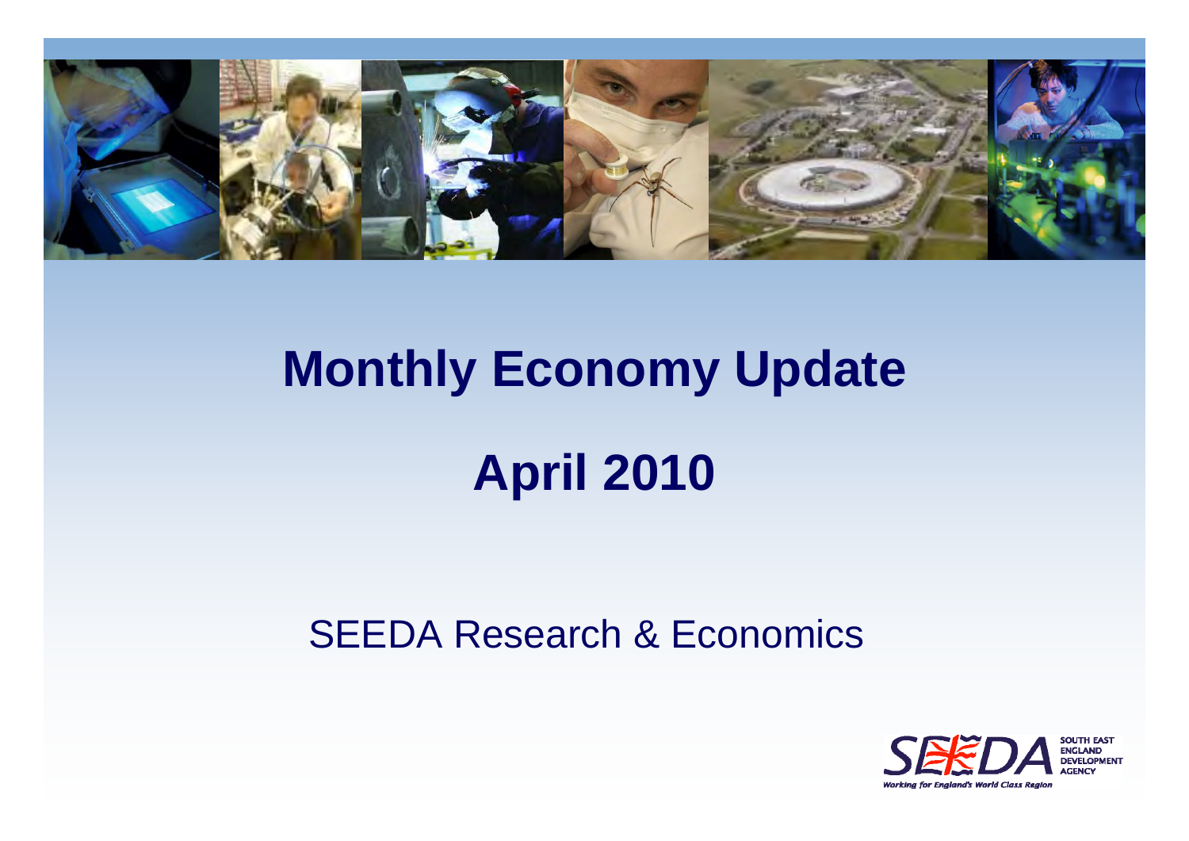# Monthly Economy Update

# April 2010

SEEDA Research & Economics

SEEDA SOUTH EAST ENGLAND DEVELOPMENT AGENCY

*Working for England's World Class Region*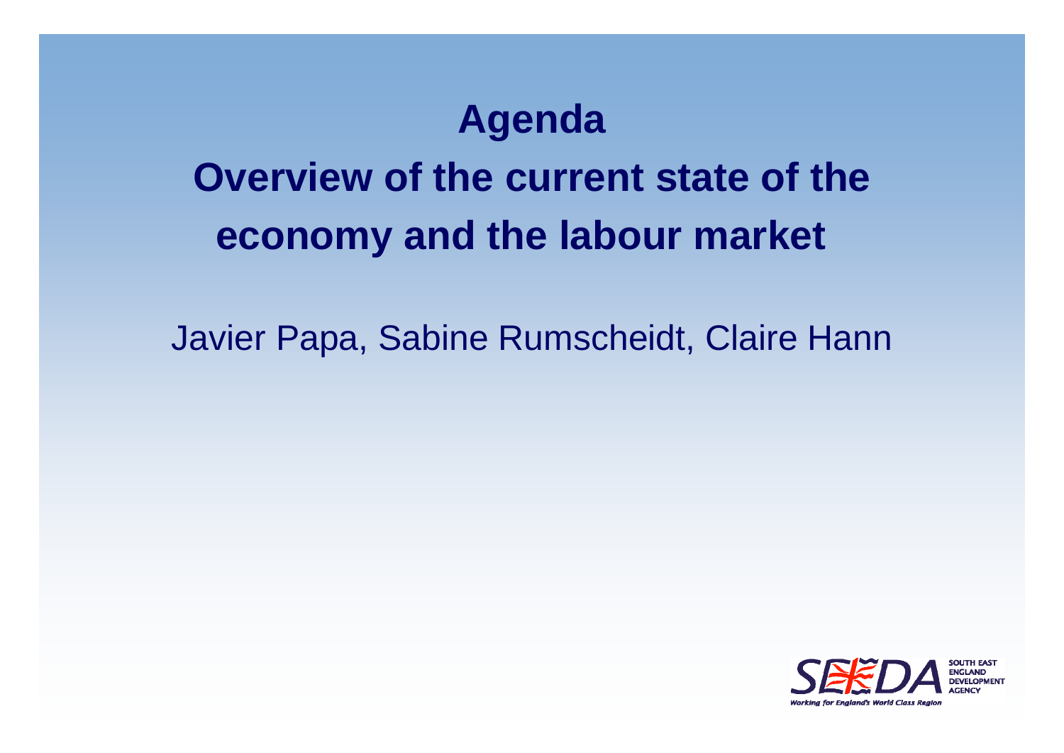# Agenda

## Overview of the current state of the economy and the labour market

Javier Papa, Sabine Rumscheidt, Claire Hann

SEEDA SOUTH EAST ENGLAND DEVELOPMENT AGENCY

*Working for England's World Class Region*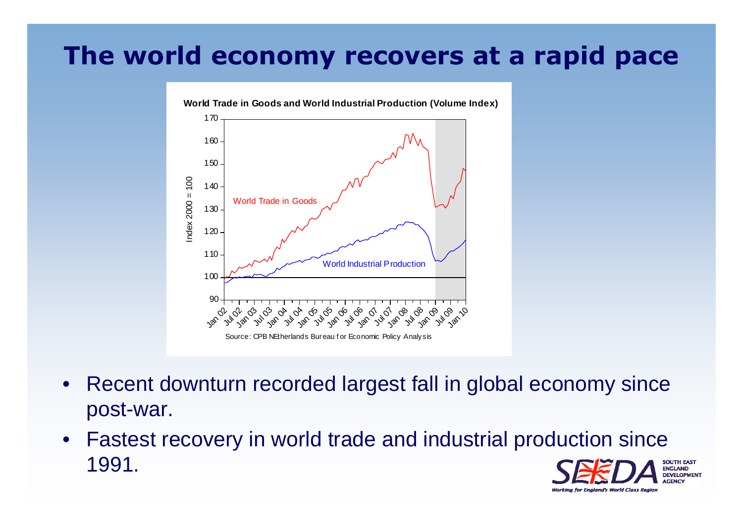# The world economy recovers at a rapid pace

**World Trade in Goods and World Industrial Production (Volume Index)**

Source: CPB NEtherlands Bureau for Economic Policy Analysis

- Recent downturn recorded largest fall in global economy since post-war.
- Fastest recovery in world trade and industrial production since 1991.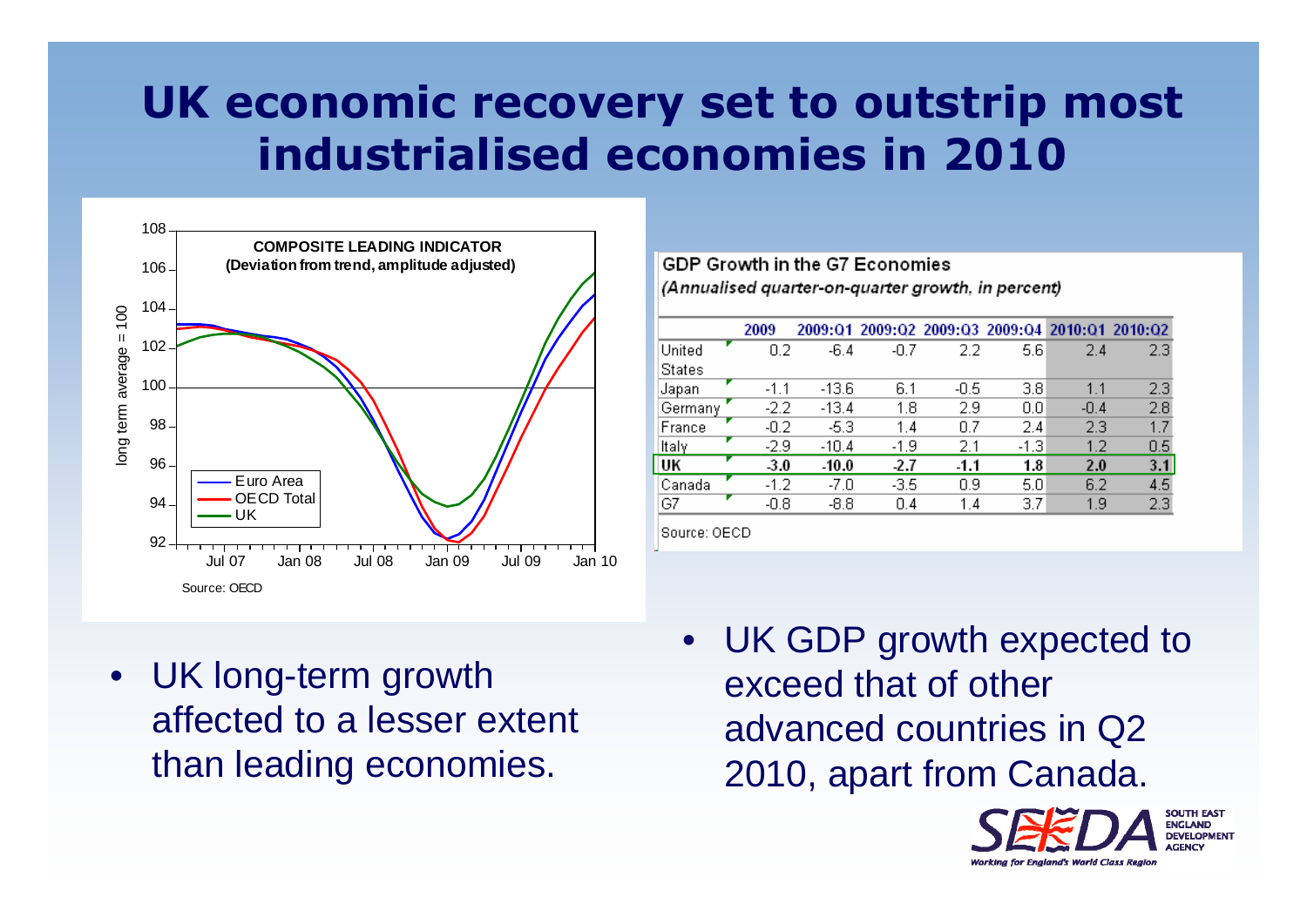# UK economic recovery set to outstrip most industrialised economies in 2010

**COMPOSITE LEADING INDICATOR**
**(Deviation from trend, amplitude adjusted)**

Source: OECD

GDP Growth in the G7 Economies

*(Annualised quarter-on-quarter growth, in percent)*

| | 2009 | 2009:Q1 | 2009:Q2 | 2009:Q3 | 2009:Q4 | 2010:Q1 | 2010:Q2 |
|---|---|---|---|---|---|---|---|
| United States | 0.2 | -6.4 | -0.7 | 2.2 | 5.6 | 2.4 | 2.3 |
| Japan | -1.1 | -13.6 | 6.1 | -0.5 | 3.8 | 1.1 | 2.3 |
| Germany | -2.2 | -13.4 | 1.8 | 2.9 | 0.0 | -0.4 | 2.8 |
| France | -0.2 | -5.3 | 1.4 | 0.7 | 2.4 | 2.3 | 1.7 |
| Italy | -2.9 | -10.4 | -1.9 | 2.1 | -1.3 | 1.2 | 0.5 |
| **UK** | **-3.0** | **-10.0** | **-2.7** | **-1.1** | **1.8** | **2.0** | **3.1** |
| Canada | -1.2 | -7.0 | -3.5 | 0.9 | 5.0 | 6.2 | 4.5 |
| G7 | -0.8 | -8.8 | 0.4 | 1.4 | 3.7 | 1.9 | 2.3 |

Source: OECD

- UK long-term growth affected to a lesser extent than leading economies.
- UK GDP growth expected to exceed that of other advanced countries in Q2 2010, apart from Canada.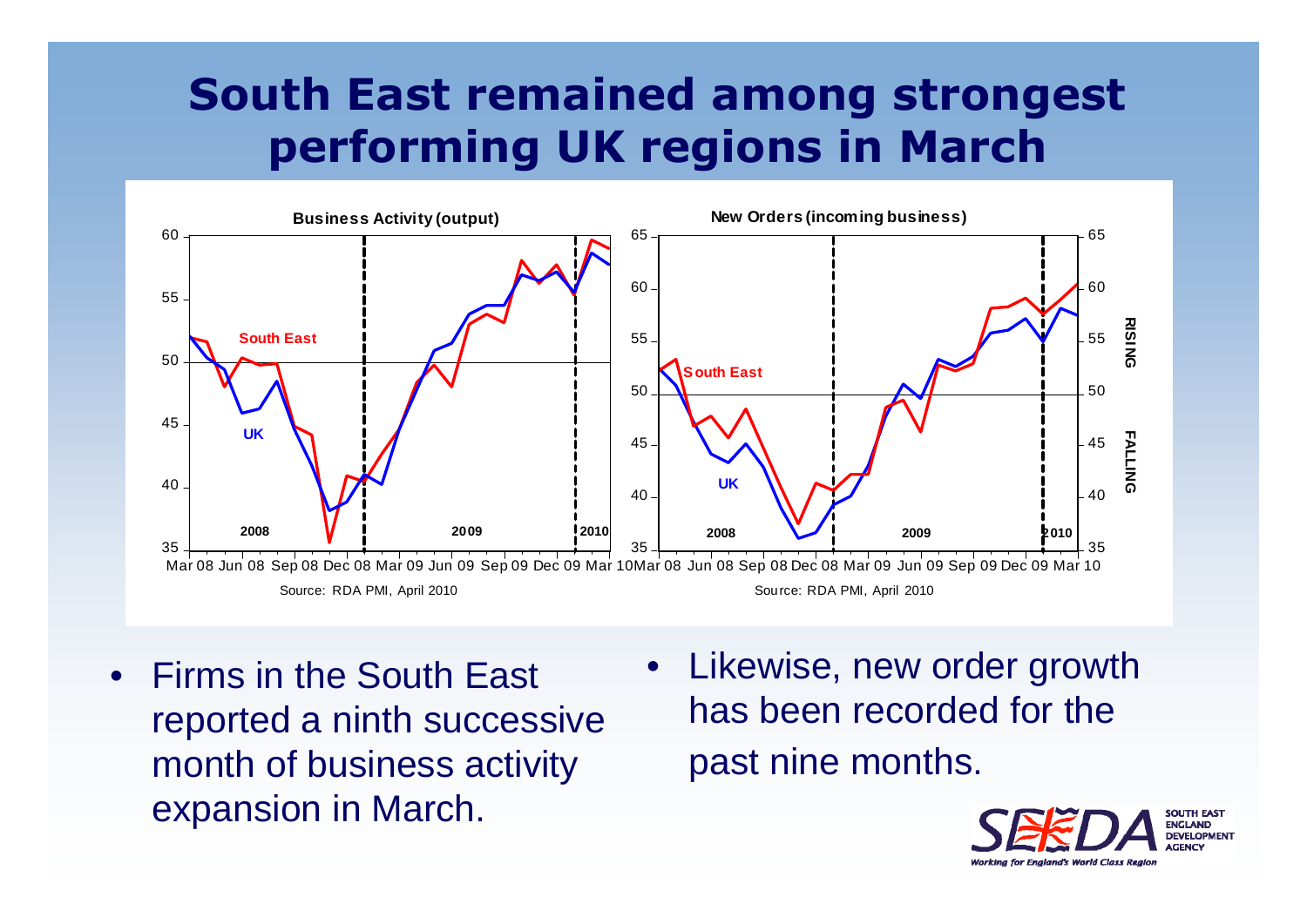# South East remained among strongest performing UK regions in March

**Business Activity (output)**

Source: RDA PMI, April 2010

**New Orders (incoming business)**

Source: RDA PMI, April 2010

- Firms in the South East reported a ninth successive month of business activity expansion in March.
- Likewise, new order growth has been recorded for the past nine months.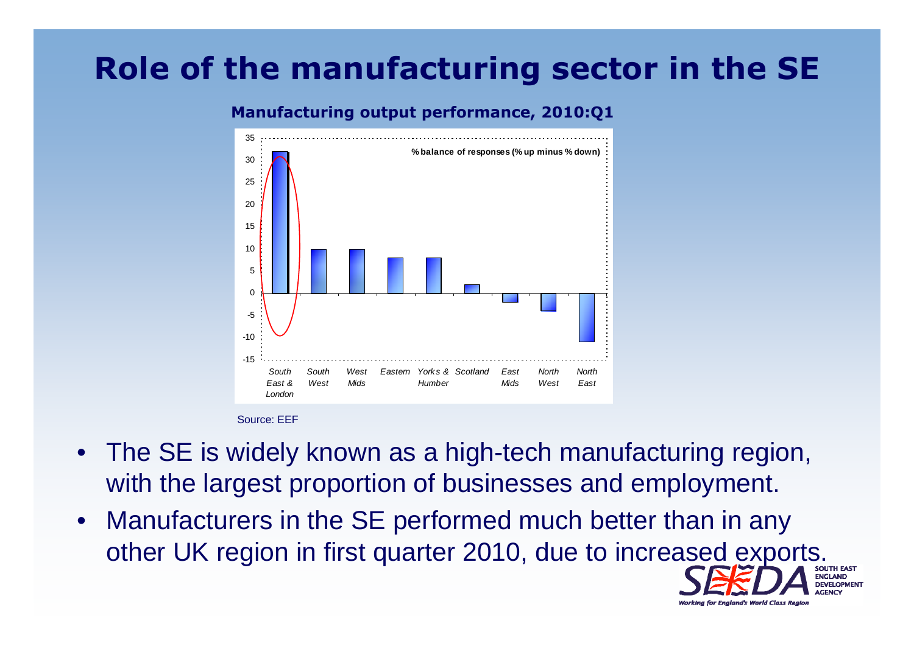# Role of the manufacturing sector in the SE

**Manufacturing output performance, 2010:Q1**

% balance of responses (% up minus % down)

| Region | Value |
|---|---|
| South East & London | 32 |
| South West | 10 |
| West Mids | 10 |
| Eastern | 8 |
| Yorks & Humber | 8 |
| Scotland | 2 |
| East Mids | -2 |
| North West | -4 |
| North East | -11 |

Source: EEF

- The SE is widely known as a high-tech manufacturing region, with the largest proportion of businesses and employment.
- Manufacturers in the SE performed much better than in any other UK region in first quarter 2010, due to increased exports.

SEEDA South East England Development Agency
Working for England's World Class Region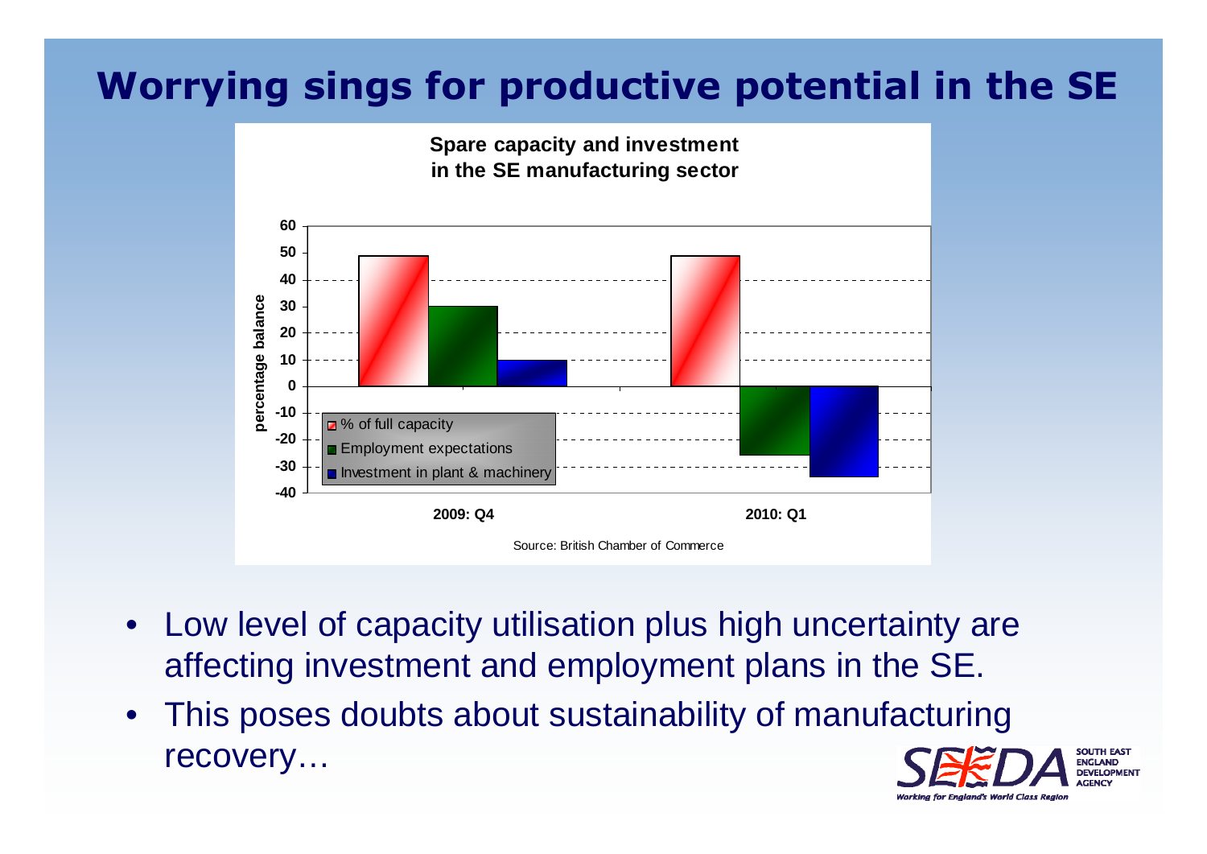# Worrying sings for productive potential in the SE

**Spare capacity and investment in the SE manufacturing sector**

| | 2009: Q4 | 2010: Q1 |
|---|---|---|
| % of full capacity | 49 | 49 |
| Employment expectations | 30 | -26 |
| Investment in plant & machinery | 10 | -34 |

Source: British Chamber of Commerce

- Low level of capacity utilisation plus high uncertainty are affecting investment and employment plans in the SE.
- This poses doubts about sustainability of manufacturing recovery…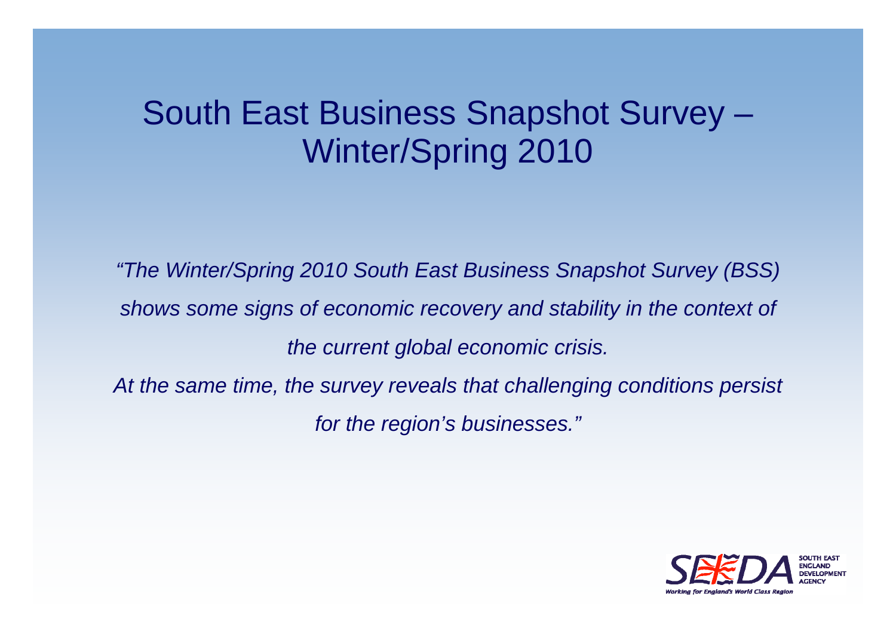# South East Business Snapshot Survey – Winter/Spring 2010

*"The Winter/Spring 2010 South East Business Snapshot Survey (BSS) shows some signs of economic recovery and stability in the context of the current global economic crisis.*

*At the same time, the survey reveals that challenging conditions persist for the region's businesses."*

SEEDA SOUTH EAST ENGLAND DEVELOPMENT AGENCY

*Working for England's World Class Region*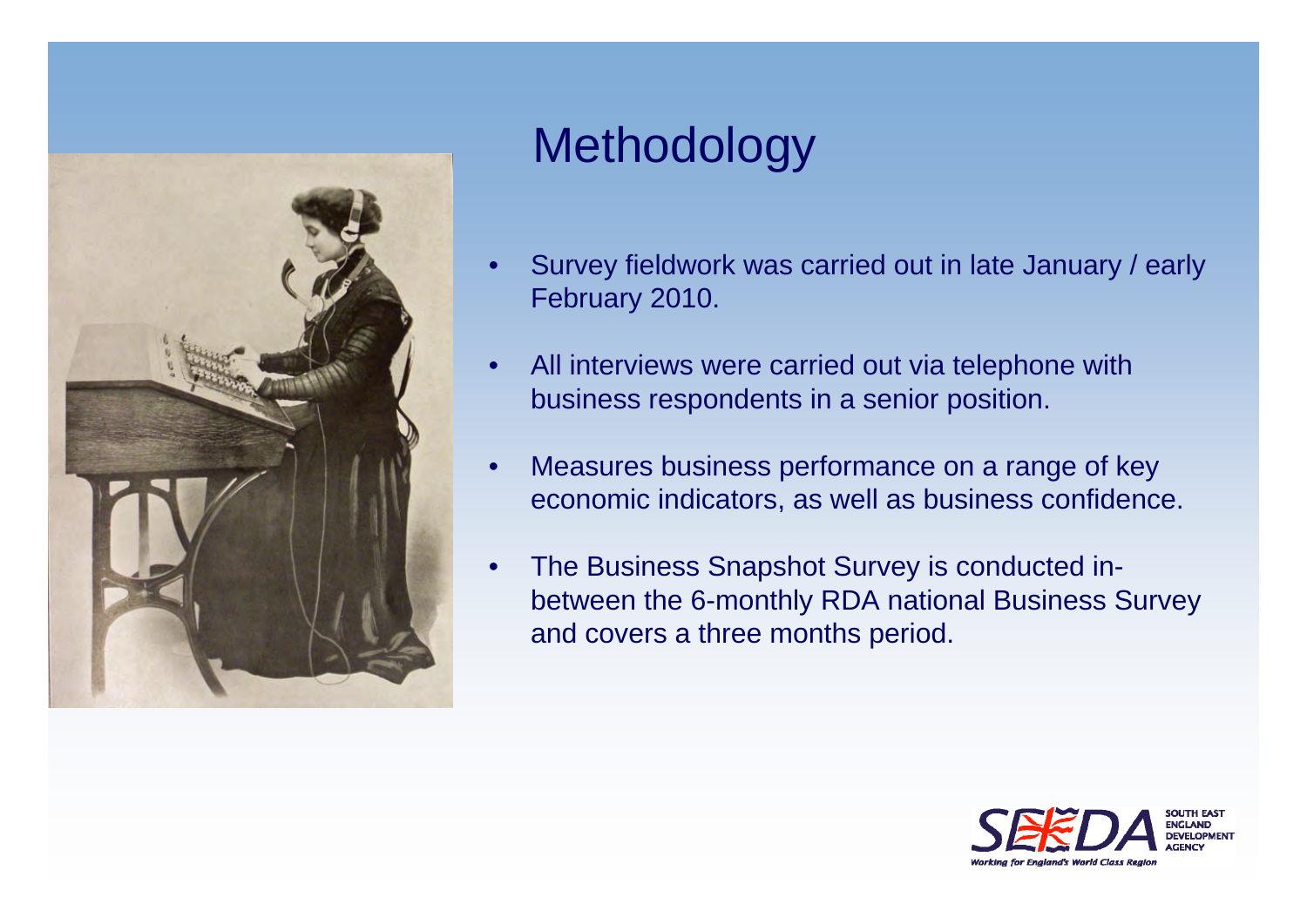# Methodology

- Survey fieldwork was carried out in late January / early February 2010.
- All interviews were carried out via telephone with business respondents in a senior position.
- Measures business performance on a range of key economic indicators, as well as business confidence.
- The Business Snapshot Survey is conducted in-between the 6-monthly RDA national Business Survey and covers a three months period.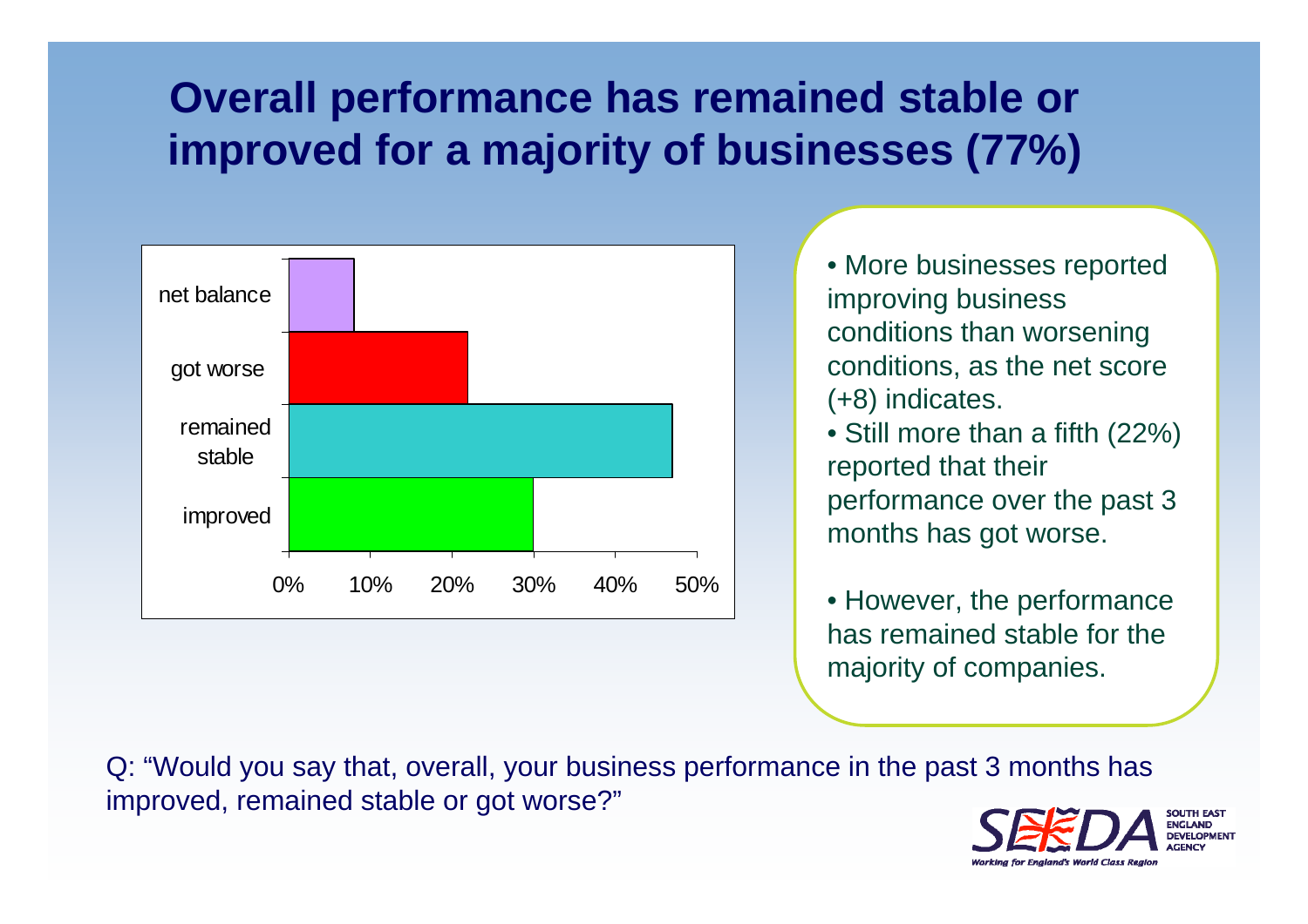# Overall performance has remained stable or improved for a majority of businesses (77%)

net balance

got worse

remained stable

improved

0% 10% 20% 30% 40% 50%

- More businesses reported improving business conditions than worsening conditions, as the net score (+8) indicates.
- Still more than a fifth (22%) reported that their performance over the past 3 months has got worse.
- However, the performance has remained stable for the majority of companies.

Q: "Would you say that, overall, your business performance in the past 3 months has improved, remained stable or got worse?"

SEEDA SOUTH EAST ENGLAND DEVELOPMENT AGENCY

Working for England's World Class Region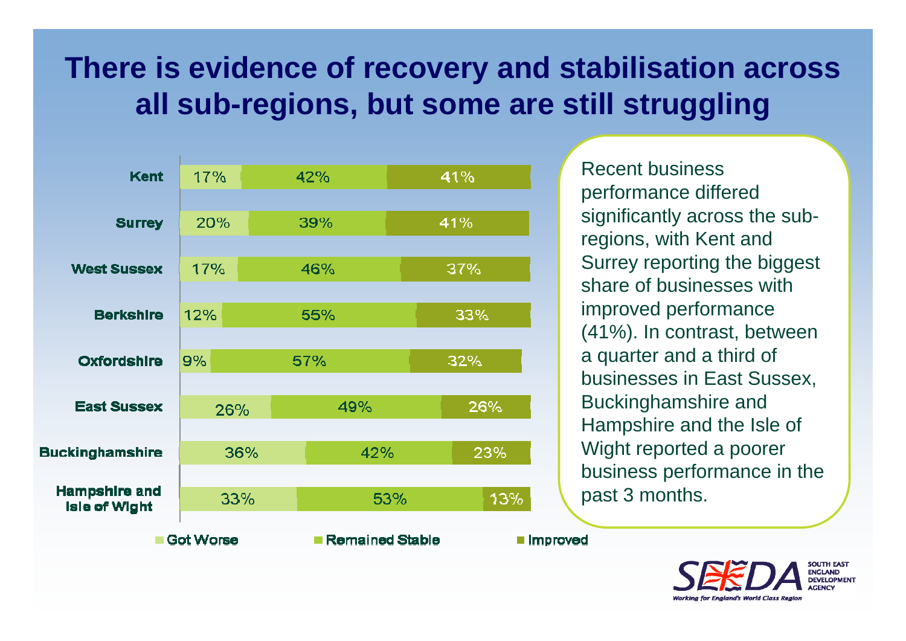# There is evidence of recovery and stabilisation across all sub-regions, but some are still struggling

| | Got Worse | Remained Stable | Improved |
|---|---|---|---|
| Kent | 17% | 42% | 41% |
| Surrey | 20% | 39% | 41% |
| West Sussex | 17% | 46% | 37% |
| Berkshire | 12% | 55% | 33% |
| Oxfordshire | 9% | 57% | 32% |
| East Sussex | 26% | 49% | 26% |
| Buckinghamshire | 36% | 42% | 23% |
| Hampshire and Isle of Wight | 33% | 53% | 13% |

Recent business performance differed significantly across the sub-regions, with Kent and Surrey reporting the biggest share of businesses with improved performance (41%). In contrast, between a quarter and a third of businesses in East Sussex, Buckinghamshire and Hampshire and the Isle of Wight reported a poorer business performance in the past 3 months.

SEEDA SOUTH EAST ENGLAND DEVELOPMENT AGENCY
*Working for England's World Class Region*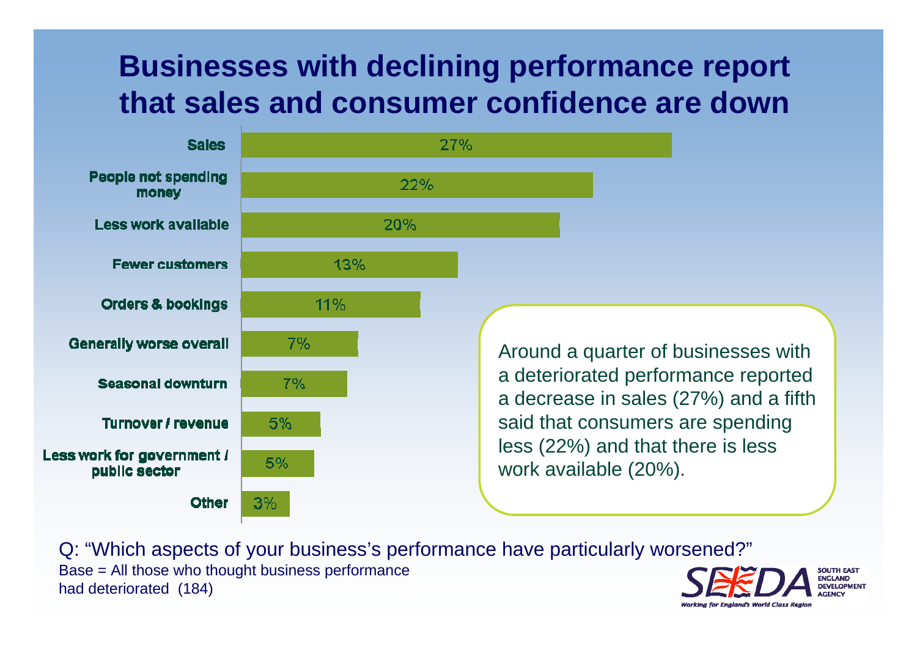# Businesses with declining performance report that sales and consumer confidence are down

| Aspect | % |
|---|---|
| Sales | 27% |
| People not spending money | 22% |
| Less work available | 20% |
| Fewer customers | 13% |
| Orders & bookings | 11% |
| Generally worse overall | 7% |
| Seasonal downturn | 7% |
| Turnover / revenue | 5% |
| Less work for government / public sector | 5% |
| Other | 3% |

Around a quarter of businesses with a deteriorated performance reported a decrease in sales (27%) and a fifth said that consumers are spending less (22%) and that there is less work available (20%).

Q: "Which aspects of your business's performance have particularly worsened?"

Base = All those who thought business performance had deteriorated (184)

SEEDA SOUTH EAST ENGLAND DEVELOPMENT AGENCY

*Working for England's World Class Region*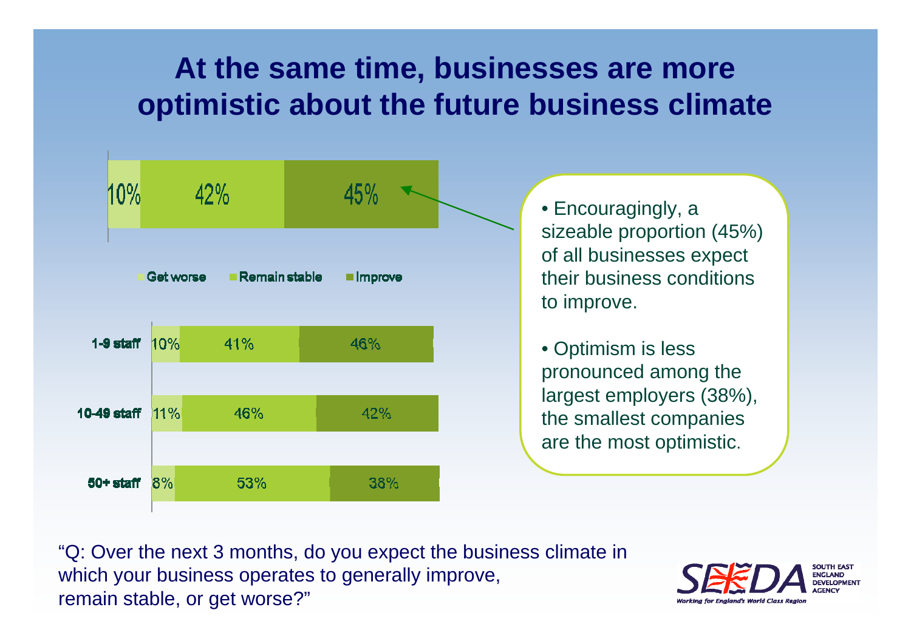# At the same time, businesses are more optimistic about the future business climate

| | Get worse | Remain stable | Improve |
|---|---|---|---|
| All businesses | 10% | 42% | 45% |
| 1-9 staff | 10% | 41% | 46% |
| 10-49 staff | 11% | 46% | 42% |
| 50+ staff | 8% | 53% | 38% |

- Encouragingly, a sizeable proportion (45%) of all businesses expect their business conditions to improve.
- Optimism is less pronounced among the largest employers (38%), the smallest companies are the most optimistic.

"Q: Over the next 3 months, do you expect the business climate in which your business operates to generally improve, remain stable, or get worse?"

SEEDA SOUTH EAST ENGLAND DEVELOPMENT AGENCY
Working for England's World Class Region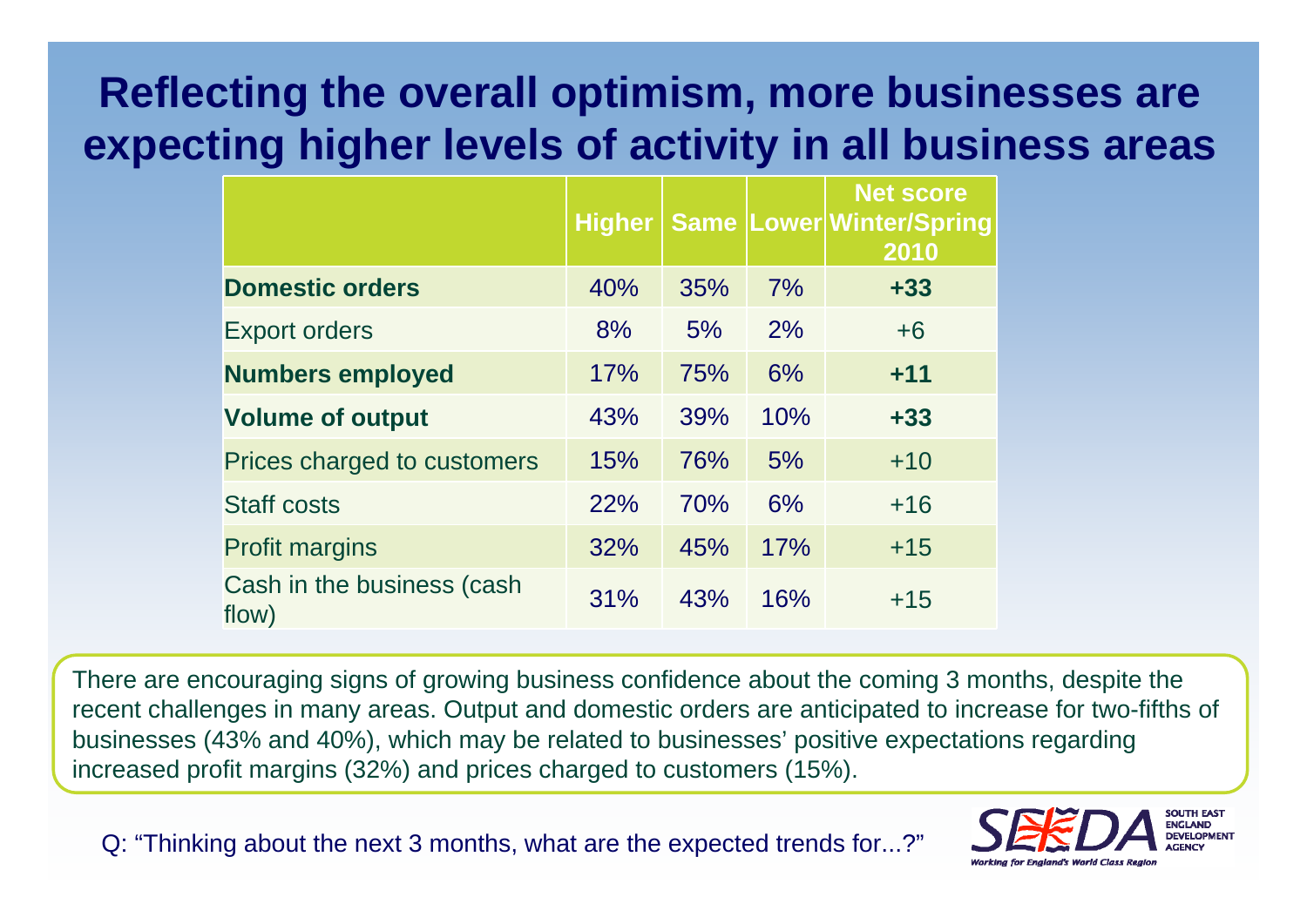# Reflecting the overall optimism, more businesses are expecting higher levels of activity in all business areas

| | Higher | Same | Lower | Net score Winter/Spring 2010 |
|---|---|---|---|---|
| **Domestic orders** | 40% | 35% | 7% | **+33** |
| Export orders | 8% | 5% | 2% | +6 |
| **Numbers employed** | 17% | 75% | 6% | **+11** |
| **Volume of output** | 43% | 39% | 10% | **+33** |
| Prices charged to customers | 15% | 76% | 5% | +10 |
| Staff costs | 22% | 70% | 6% | +16 |
| Profit margins | 32% | 45% | 17% | +15 |
| Cash in the business (cash flow) | 31% | 43% | 16% | +15 |

There are encouraging signs of growing business confidence about the coming 3 months, despite the recent challenges in many areas. Output and domestic orders are anticipated to increase for two-fifths of businesses (43% and 40%), which may be related to businesses' positive expectations regarding increased profit margins (32%) and prices charged to customers (15%).

Q: "Thinking about the next 3 months, what are the expected trends for...?"

SEEDA SOUTH EAST ENGLAND DEVELOPMENT AGENCY
Working for England's World Class Region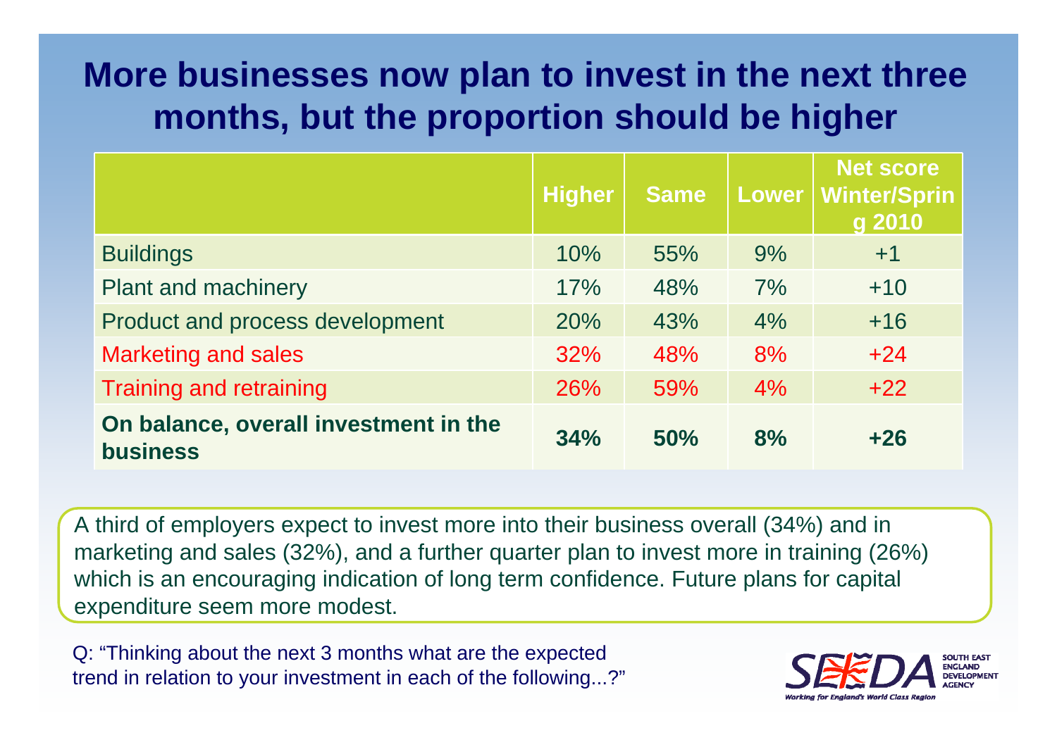# More businesses now plan to invest in the next three months, but the proportion should be higher

| | Higher | Same | Lower | Net score Winter/Spring 2010 |
|---|---|---|---|---|
| Buildings | 10% | 55% | 9% | +1 |
| Plant and machinery | 17% | 48% | 7% | +10 |
| Product and process development | 20% | 43% | 4% | +16 |
| Marketing and sales | 32% | 48% | 8% | +24 |
| Training and retraining | 26% | 59% | 4% | +22 |
| **On balance, overall investment in the business** | **34%** | **50%** | **8%** | **+26** |

A third of employers expect to invest more into their business overall (34%) and in marketing and sales (32%), and a further quarter plan to invest more in training (26%) which is an encouraging indication of long term confidence. Future plans for capital expenditure seem more modest.

Q: "Thinking about the next 3 months what are the expected trend in relation to your investment in each of the following...?"

SEEDA SOUTH EAST ENGLAND DEVELOPMENT AGENCY
Working for England's World Class Region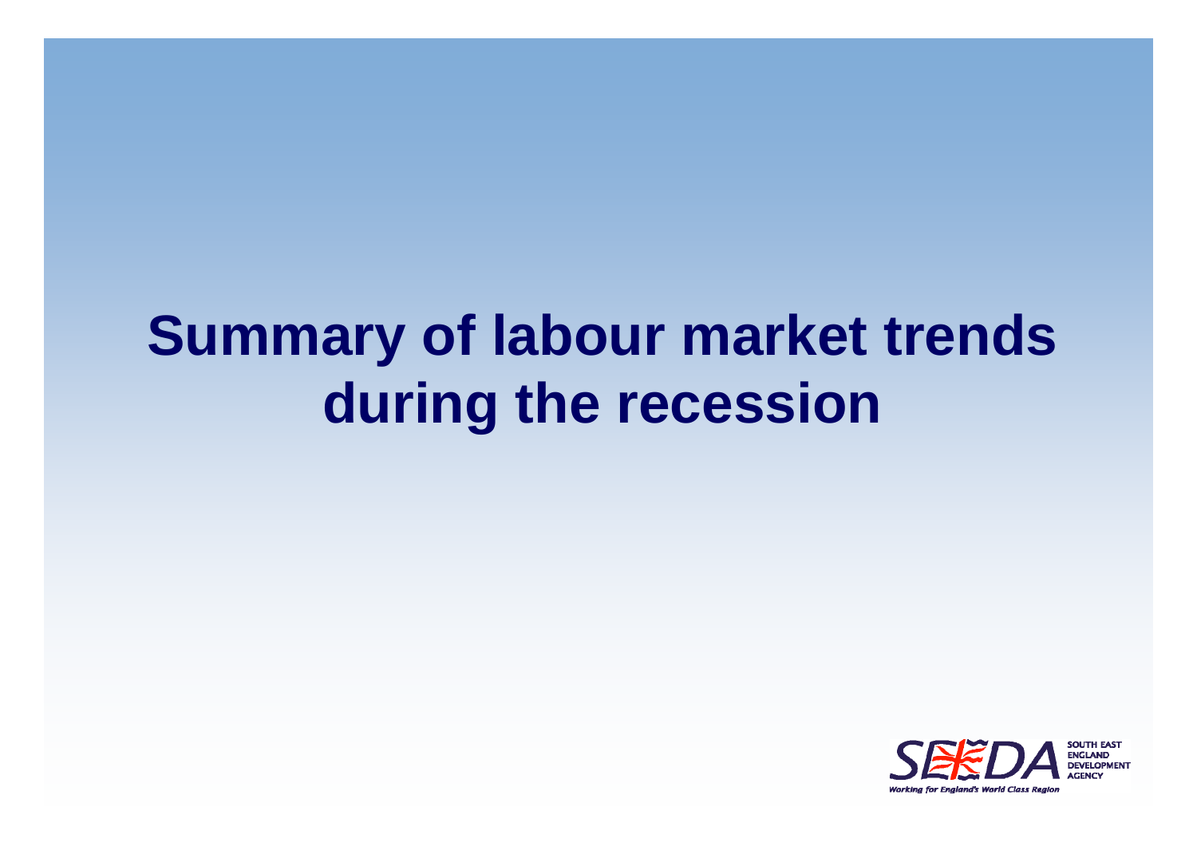# Summary of labour market trends during the recession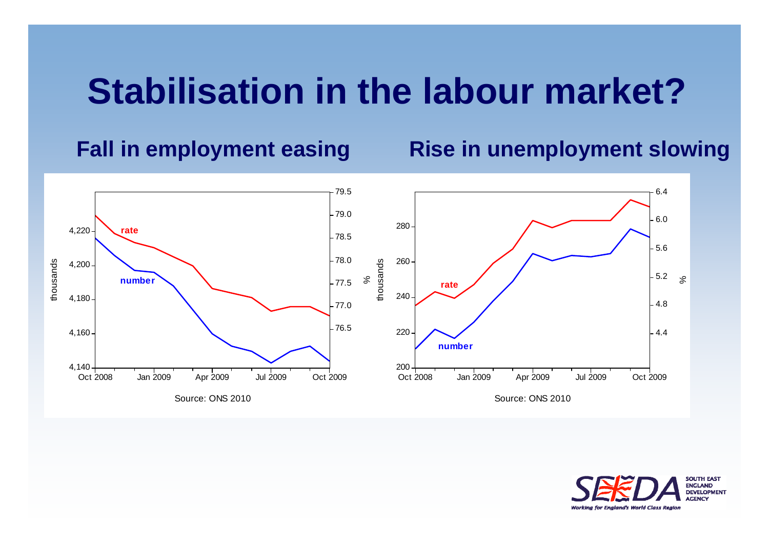# Stabilisation in the labour market?

## Fall in employment easing

Source: ONS 2010

## Rise in unemployment slowing

Source: ONS 2010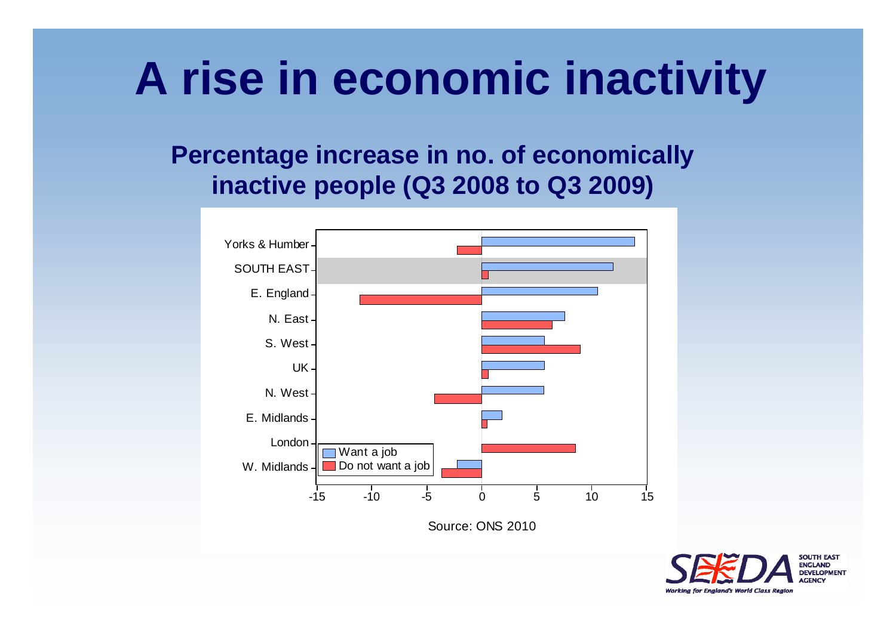# A rise in economic inactivity

## Percentage increase in no. of economically inactive people (Q3 2008 to Q3 2009)

Yorks & Humber
SOUTH EAST
E. England
N. East
S. West
UK
N. West
E. Midlands
London
W. Midlands

Want a job
Do not want a job

-15 -10 -5 0 5 10 15

Source: ONS 2010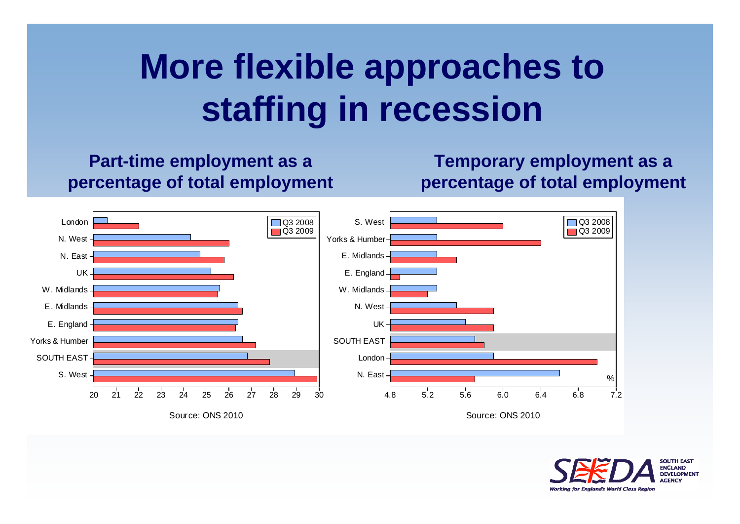# More flexible approaches to staffing in recession

**Part-time employment as a percentage of total employment**

Source: ONS 2010

**Temporary employment as a percentage of total employment**

Source: ONS 2010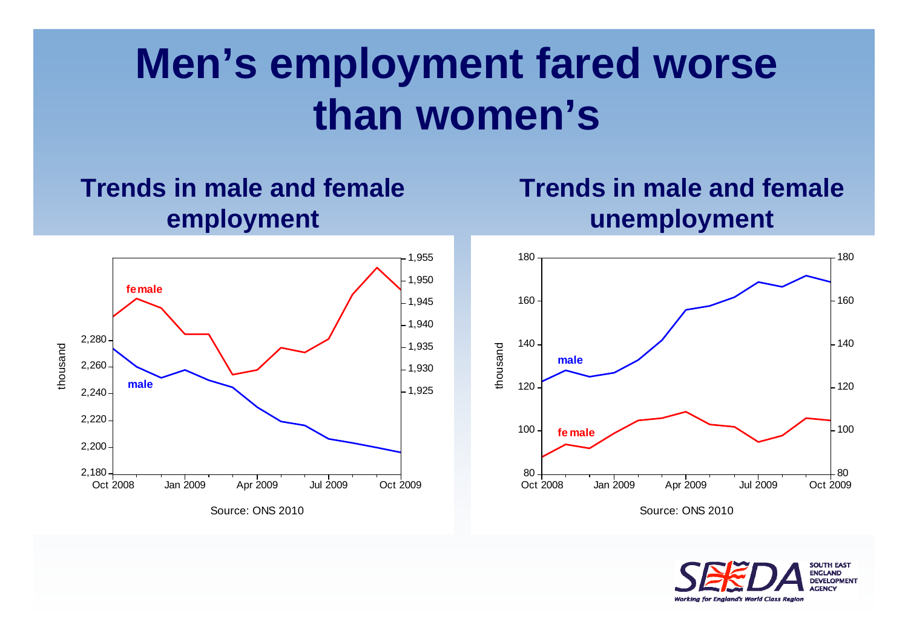# Men's employment fared worse than women's

## Trends in male and female employment

Source: ONS 2010

## Trends in male and female unemployment

Source: ONS 2010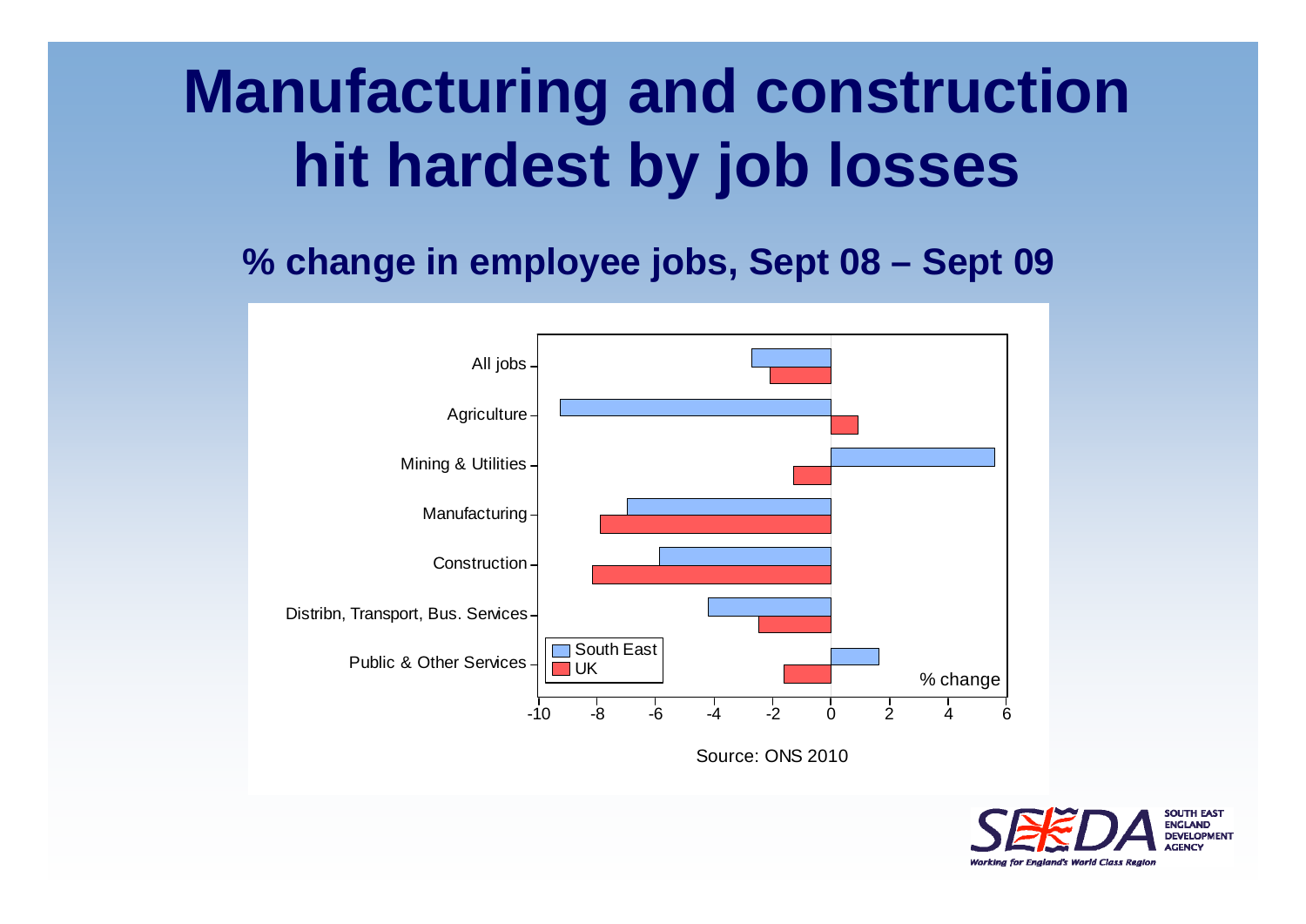# Manufacturing and construction hit hardest by job losses

## % change in employee jobs, Sept 08 – Sept 09

All jobs
Agriculture
Mining & Utilities
Manufacturing
Construction
Distribn, Transport, Bus. Services
Public & Other Services

South East
UK

% change

-10 -8 -6 -4 -2 0 2 4 6

Source: ONS 2010

SEEDA SOUTH EAST ENGLAND DEVELOPMENT AGENCY

*Working for England's World Class Region*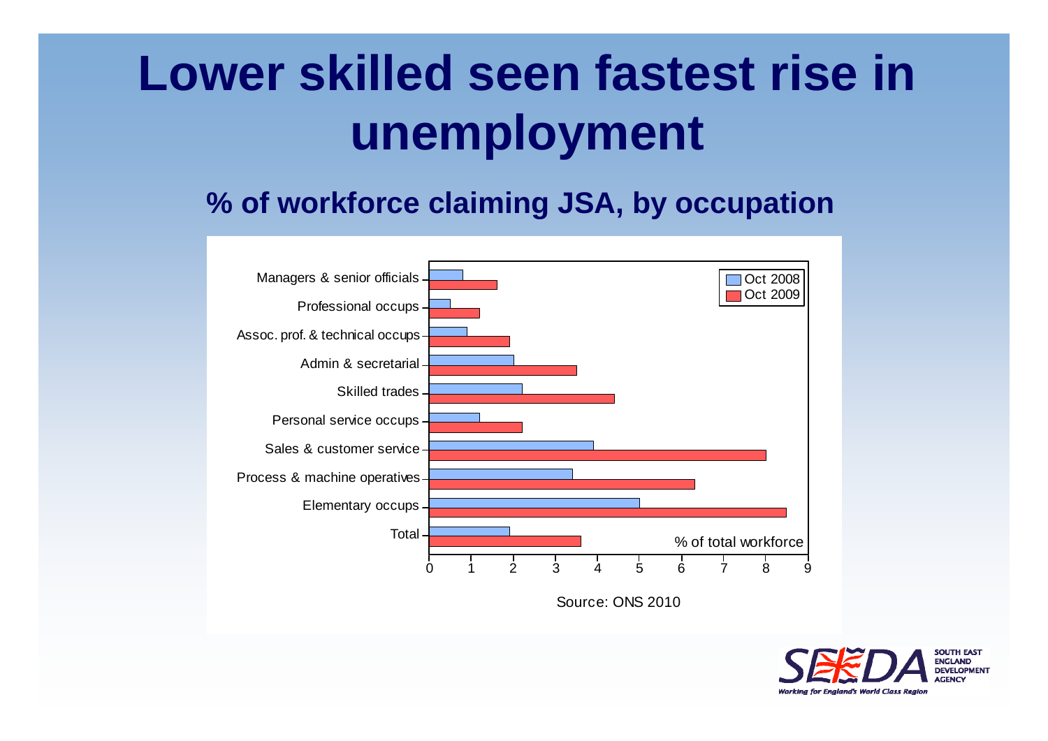# Lower skilled seen fastest rise in unemployment

## % of workforce claiming JSA, by occupation

| Occupation | Oct 2008 | Oct 2009 |
|---|---|---|
| Managers & senior officials | | |
| Professional occups | | |
| Assoc. prof. & technical occups | | |
| Admin & secretarial | | |
| Skilled trades | | |
| Personal service occups | | |
| Sales & customer service | | |
| Process & machine operatives | | |
| Elementary occups | | |
| Total | | |

% of total workforce

Source: ONS 2010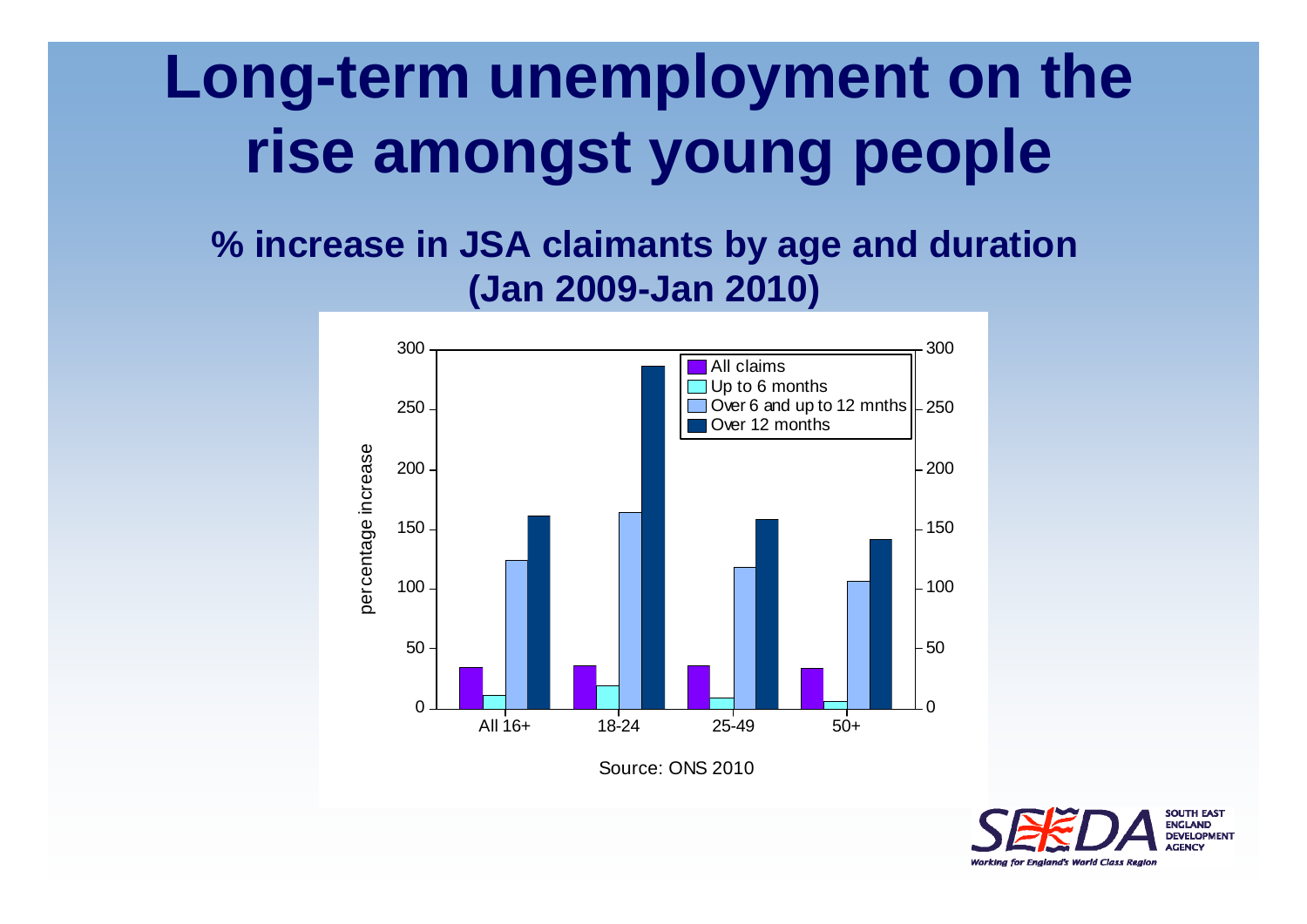# Long-term unemployment on the rise amongst young people

## % increase in JSA claimants by age and duration (Jan 2009-Jan 2010)

Source: ONS 2010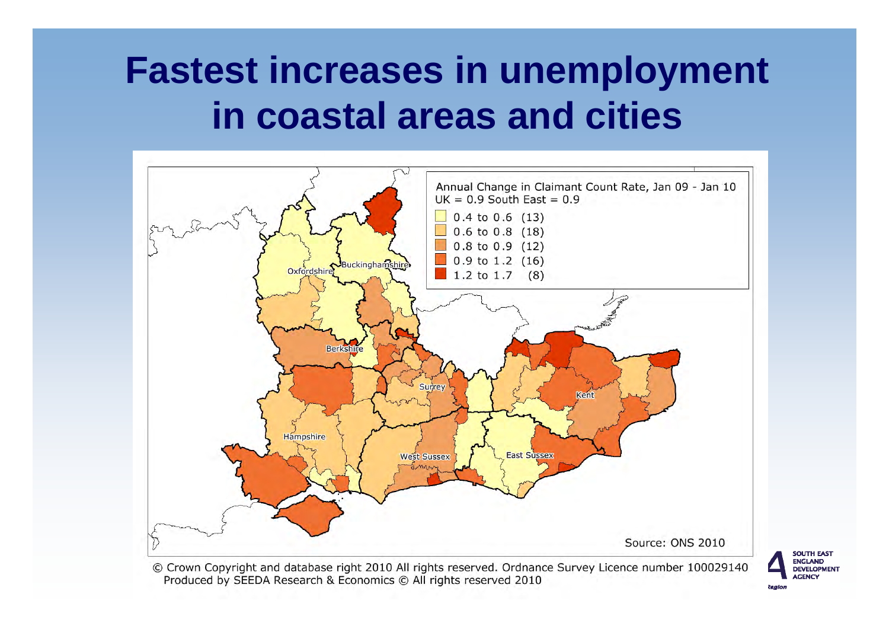# Fastest increases in unemployment in coastal areas and cities

Annual Change in Claimant Count Rate, Jan 09 - Jan 10
UK = 0.9 South East = 0.9

- 0.4 to 0.6 (13)
- 0.6 to 0.8 (18)
- 0.8 to 0.9 (12)
- 0.9 to 1.2 (16)
- 1.2 to 1.7 (8)

Oxfordshire, Buckinghamshire, Berkshire, Surrey, Kent, Hampshire, West Sussex, East Sussex

Source: ONS 2010

© Crown Copyright and database right 2010 All rights reserved. Ordnance Survey Licence number 100029140
Produced by SEEDA Research & Economics © All rights reserved 2010

SOUTH EAST ENGLAND DEVELOPMENT AGENCY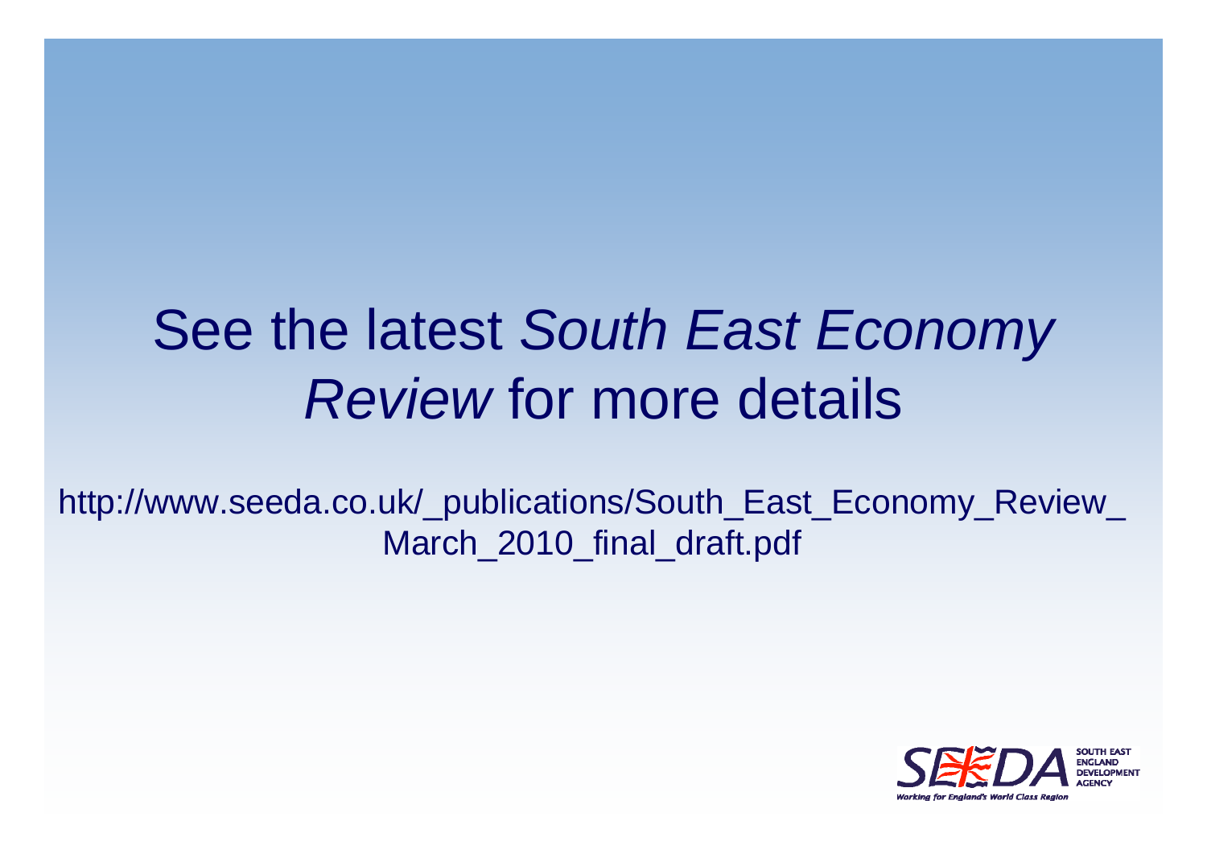# See the latest *South East Economy Review* for more details

http://www.seeda.co.uk/_publications/South_East_Economy_Review_March_2010_final_draft.pdf

SEEDA SOUTH EAST ENGLAND DEVELOPMENT AGENCY

Working for England's World Class Region